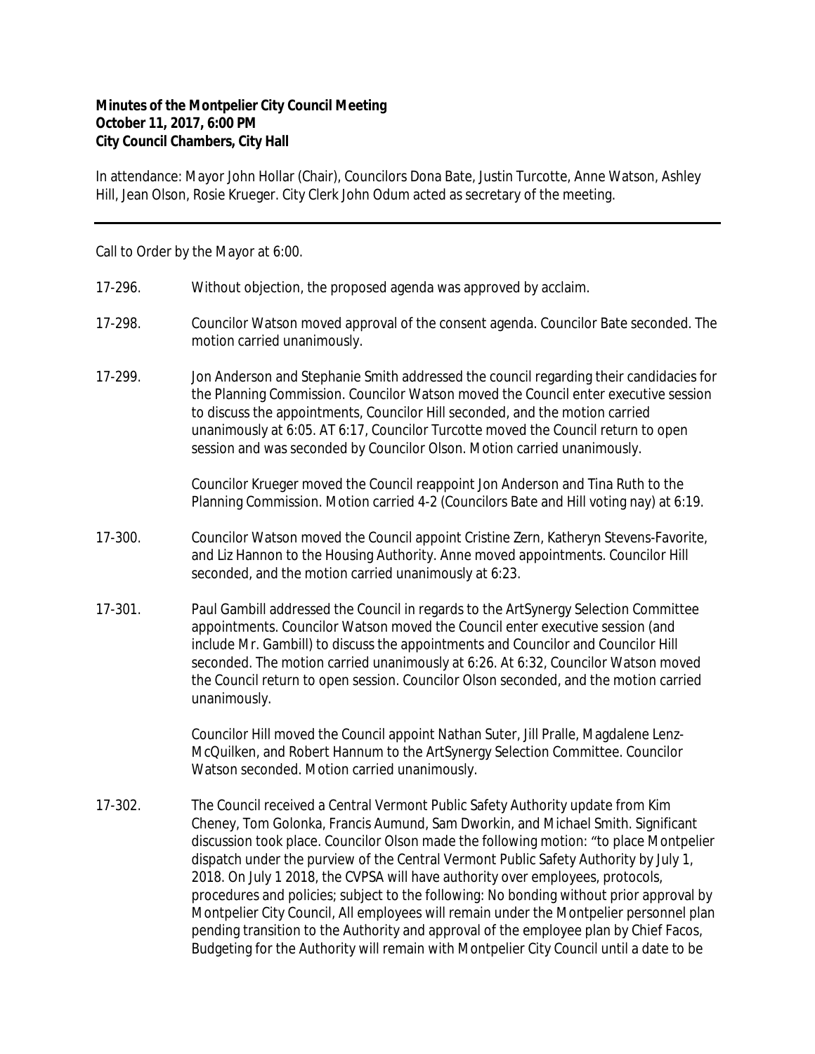**Minutes of the Montpelier City Council Meeting**
**October 11, 2017, 6:00 PM**
**City Council Chambers, City Hall**

In attendance: Mayor John Hollar (Chair), Councilors Dona Bate, Justin Turcotte, Anne Watson, Ashley Hill, Jean Olson, Rosie Krueger. City Clerk John Odum acted as secretary of the meeting.

---

Call to Order by the Mayor at 6:00.

17-296. Without objection, the proposed agenda was approved by acclaim.

17-298. Councilor Watson moved approval of the consent agenda. Councilor Bate seconded. The motion carried unanimously.

17-299. Jon Anderson and Stephanie Smith addressed the council regarding their candidacies for the Planning Commission. Councilor Watson moved the Council enter executive session to discuss the appointments, Councilor Hill seconded, and the motion carried unanimously at 6:05. AT 6:17, Councilor Turcotte moved the Council return to open session and was seconded by Councilor Olson. Motion carried unanimously.

Councilor Krueger moved the Council reappoint Jon Anderson and Tina Ruth to the Planning Commission. Motion carried 4-2 (Councilors Bate and Hill voting nay) at 6:19.

17-300. Councilor Watson moved the Council appoint Cristine Zern, Katheryn Stevens-Favorite, and Liz Hannon to the Housing Authority. Anne moved appointments. Councilor Hill seconded, and the motion carried unanimously at 6:23.

17-301. Paul Gambill addressed the Council in regards to the ArtSynergy Selection Committee appointments. Councilor Watson moved the Council enter executive session (and include Mr. Gambill) to discuss the appointments and Councilor and Councilor Hill seconded. The motion carried unanimously at 6:26. At 6:32, Councilor Watson moved the Council return to open session. Councilor Olson seconded, and the motion carried unanimously.

Councilor Hill moved the Council appoint Nathan Suter, Jill Pralle, Magdalene Lenz-McQuilken, and Robert Hannum to the ArtSynergy Selection Committee. Councilor Watson seconded. Motion carried unanimously.

17-302. The Council received a Central Vermont Public Safety Authority update from Kim Cheney, Tom Golonka, Francis Aumund, Sam Dworkin, and Michael Smith. Significant discussion took place. Councilor Olson made the following motion: "to place Montpelier dispatch under the purview of the Central Vermont Public Safety Authority by July 1, 2018. On July 1 2018, the CVPSA will have authority over employees, protocols, procedures and policies; subject to the following: No bonding without prior approval by Montpelier City Council, All employees will remain under the Montpelier personnel plan pending transition to the Authority and approval of the employee plan by Chief Facos, Budgeting for the Authority will remain with Montpelier City Council until a date to be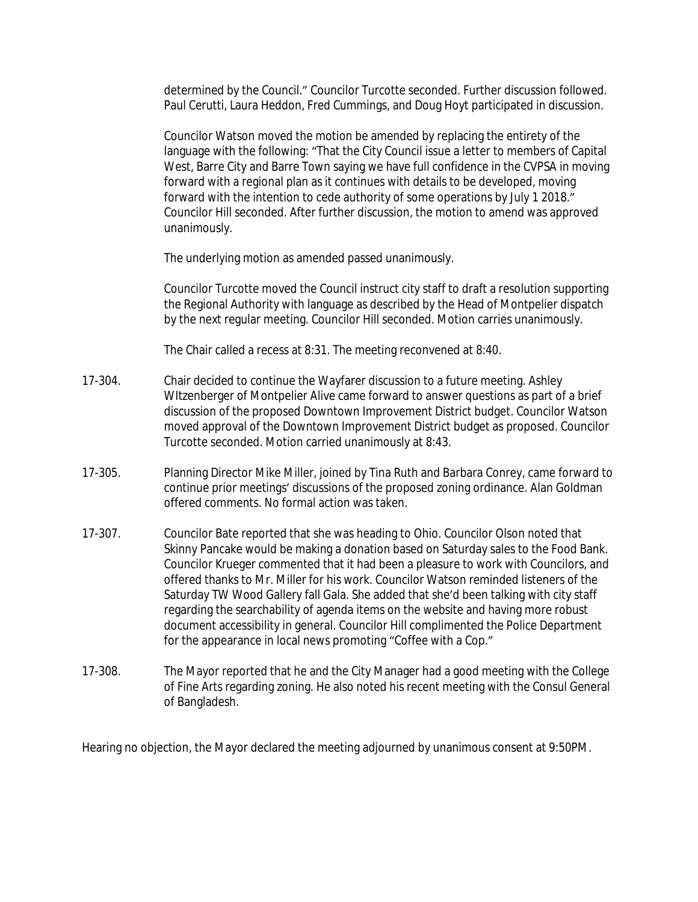determined by the Council." Councilor Turcotte seconded. Further discussion followed. Paul Cerutti, Laura Heddon, Fred Cummings, and Doug Hoyt participated in discussion.

Councilor Watson moved the motion be amended by replacing the entirety of the language with the following: "That the City Council issue a letter to members of Capital West, Barre City and Barre Town saying we have full confidence in the CVPSA in moving forward with a regional plan as it continues with details to be developed, moving forward with the intention to cede authority of some operations by July 1 2018." Councilor Hill seconded. After further discussion, the motion to amend was approved unanimously.

The underlying motion as amended passed unanimously.

Councilor Turcotte moved the Council instruct city staff to draft a resolution supporting the Regional Authority with language as described by the Head of Montpelier dispatch by the next regular meeting. Councilor Hill seconded. Motion carries unanimously.

The Chair called a recess at 8:31. The meeting reconvened at 8:40.

17-304. Chair decided to continue the Wayfarer discussion to a future meeting. Ashley WItzenberger of Montpelier Alive came forward to answer questions as part of a brief discussion of the proposed Downtown Improvement District budget. Councilor Watson moved approval of the Downtown Improvement District budget as proposed. Councilor Turcotte seconded. Motion carried unanimously at 8:43.

17-305. Planning Director Mike Miller, joined by Tina Ruth and Barbara Conrey, came forward to continue prior meetings' discussions of the proposed zoning ordinance. Alan Goldman offered comments. No formal action was taken.

17-307. Councilor Bate reported that she was heading to Ohio. Councilor Olson noted that Skinny Pancake would be making a donation based on Saturday sales to the Food Bank. Councilor Krueger commented that it had been a pleasure to work with Councilors, and offered thanks to Mr. Miller for his work. Councilor Watson reminded listeners of the Saturday TW Wood Gallery fall Gala. She added that she'd been talking with city staff regarding the searchability of agenda items on the website and having more robust document accessibility in general. Councilor Hill complimented the Police Department for the appearance in local news promoting "Coffee with a Cop."

17-308. The Mayor reported that he and the City Manager had a good meeting with the College of Fine Arts regarding zoning. He also noted his recent meeting with the Consul General of Bangladesh.

Hearing no objection, the Mayor declared the meeting adjourned by unanimous consent at 9:50PM.